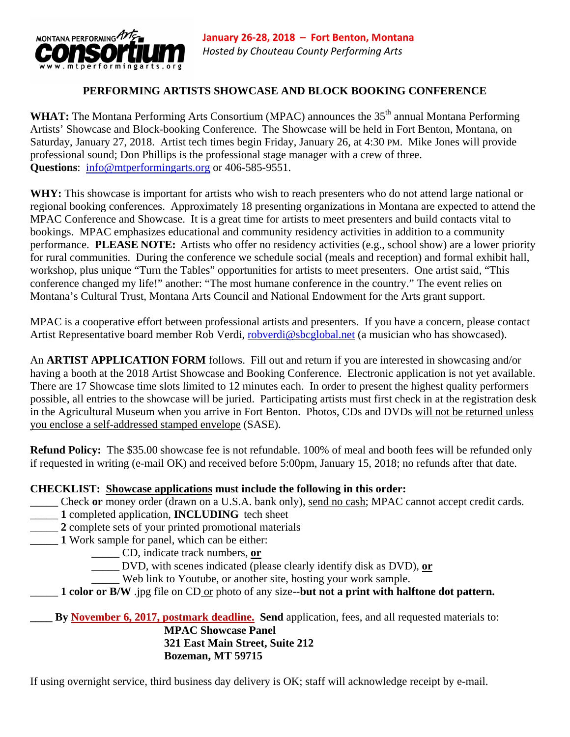MONTANA PERFORMING Arts **consortium** www.mtperformingarts.org

**January 26-28, 2018 – Fort Benton, Montana**
*Hosted by Chouteau County Performing Arts*

## PERFORMING ARTISTS SHOWCASE AND BLOCK BOOKING CONFERENCE

**WHAT:** The Montana Performing Arts Consortium (MPAC) announces the 35th annual Montana Performing Artists' Showcase and Block-booking Conference. The Showcase will be held in Fort Benton, Montana, on Saturday, January 27, 2018. Artist tech times begin Friday, January 26, at 4:30 PM. Mike Jones will provide professional sound; Don Phillips is the professional stage manager with a crew of three.
**Questions**: info@mtperformingarts.org or 406-585-9551.

**WHY:** This showcase is important for artists who wish to reach presenters who do not attend large national or regional booking conferences. Approximately 18 presenting organizations in Montana are expected to attend the MPAC Conference and Showcase. It is a great time for artists to meet presenters and build contacts vital to bookings. MPAC emphasizes educational and community residency activities in addition to a community performance. **PLEASE NOTE:** Artists who offer no residency activities (e.g., school show) are a lower priority for rural communities. During the conference we schedule social (meals and reception) and formal exhibit hall, workshop, plus unique "Turn the Tables" opportunities for artists to meet presenters. One artist said, "This conference changed my life!" another: "The most humane conference in the country." The event relies on Montana's Cultural Trust, Montana Arts Council and National Endowment for the Arts grant support.

MPAC is a cooperative effort between professional artists and presenters. If you have a concern, please contact Artist Representative board member Rob Verdi, robverdi@sbcglobal.net (a musician who has showcased).

An **ARTIST APPLICATION FORM** follows. Fill out and return if you are interested in showcasing and/or having a booth at the 2018 Artist Showcase and Booking Conference. Electronic application is not yet available. There are 17 Showcase time slots limited to 12 minutes each. In order to present the highest quality performers possible, all entries to the showcase will be juried. Participating artists must first check in at the registration desk in the Agricultural Museum when you arrive in Fort Benton. Photos, CDs and DVDs will not be returned unless you enclose a self-addressed stamped envelope (SASE).

**Refund Policy:** The $35.00 showcase fee is not refundable. 100% of meal and booth fees will be refunded only if requested in writing (e-mail OK) and received before 5:00pm, January 15, 2018; no refunds after that date.

**CHECKLIST: Showcase applications must include the following in this order:**

_____ Check **or** money order (drawn on a U.S.A. bank only), send no cash; MPAC cannot accept credit cards.
_____ **1** completed application, **INCLUDING** tech sheet
_____ **2** complete sets of your printed promotional materials
_____ **1** Work sample for panel, which can be either:
  _____ CD, indicate track numbers, **or**
  _____ DVD, with scenes indicated (please clearly identify disk as DVD), **or**
  _____ Web link to Youtube, or another site, hosting your work sample.
_____ **1 color or B/W** .jpg file on CD or photo of any size--**but not a print with halftone dot pattern.**

**____ By November 6, 2017, postmark deadline. Send** application, fees, and all requested materials to:

**MPAC Showcase Panel**
**321 East Main Street, Suite 212**
**Bozeman, MT 59715**

If using overnight service, third business day delivery is OK; staff will acknowledge receipt by e-mail.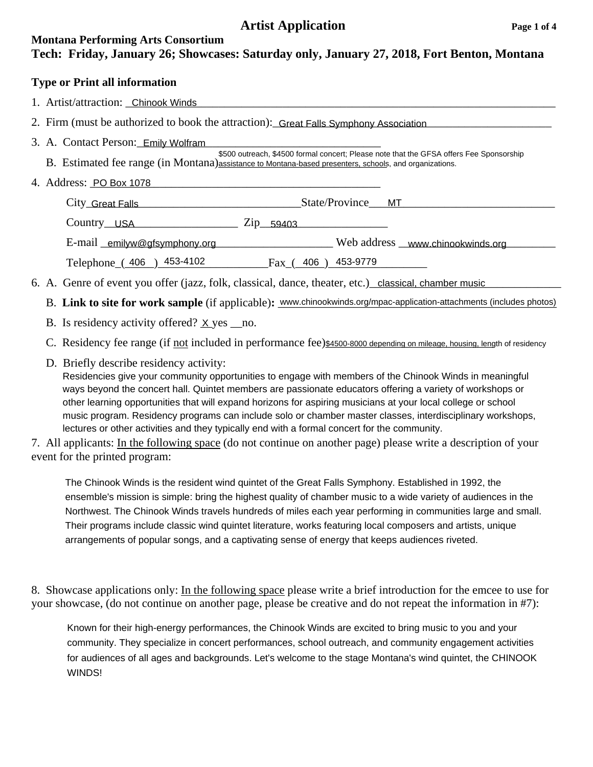# Artist Application

**Montana Performing Arts Consortium**

**Tech: Friday, January 26; Showcases: Saturday only, January 27, 2018, Fort Benton, Montana**

**Type or Print all information**

1. Artist/attraction: Chinook Winds
2. Firm (must be authorized to book the attraction): Great Falls Symphony Association
3. A. Contact Person: Emily Wolfram

   B. Estimated fee range (in Montana) $500 outreach, $4500 formal concert; Please note that the GFSA offers Fee Sponsorship assistance to Montana-based presenters, schools, and organizations.
4. Address: PO Box 1078

   City Great Falls State/Province MT

   Country USA Zip 59403

   E-mail emilyw@gfsymphony.org Web address www.chinookwinds.org

   Telephone (406) 453-4102 Fax (406) 453-9779
6. A. Genre of event you offer (jazz, folk, classical, dance, theater, etc.) classical, chamber music

   B. **Link to site for work sample** (if applicable)**:** www.chinookwinds.org/mpac-application-attachments (includes photos)

   B. Is residency activity offered? X yes __no.

   C. Residency fee range (if not included in performance fee) $4500-8000 depending on mileage, housing, length of residency

   D. Briefly describe residency activity:

   Residencies give your community opportunities to engage with members of the Chinook Winds in meaningful ways beyond the concert hall. Quintet members are passionate educators offering a variety of workshops or other learning opportunities that will expand horizons for aspiring musicians at your local college or school music program. Residency programs can include solo or chamber master classes, interdisciplinary workshops, lectures or other activities and they typically end with a formal concert for the community.
7. All applicants: In the following space (do not continue on another page) please write a description of your event for the printed program:

   The Chinook Winds is the resident wind quintet of the Great Falls Symphony. Established in 1992, the ensemble's mission is simple: bring the highest quality of chamber music to a wide variety of audiences in the Northwest. The Chinook Winds travels hundreds of miles each year performing in communities large and small. Their programs include classic wind quintet literature, works featuring local composers and artists, unique arrangements of popular songs, and a captivating sense of energy that keeps audiences riveted.
8. Showcase applications only: In the following space please write a brief introduction for the emcee to use for your showcase, (do not continue on another page, please be creative and do not repeat the information in #7):

   Known for their high-energy performances, the Chinook Winds are excited to bring music to you and your community. They specialize in concert performances, school outreach, and community engagement activities for audiences of all ages and backgrounds. Let's welcome to the stage Montana's wind quintet, the CHINOOK WINDS!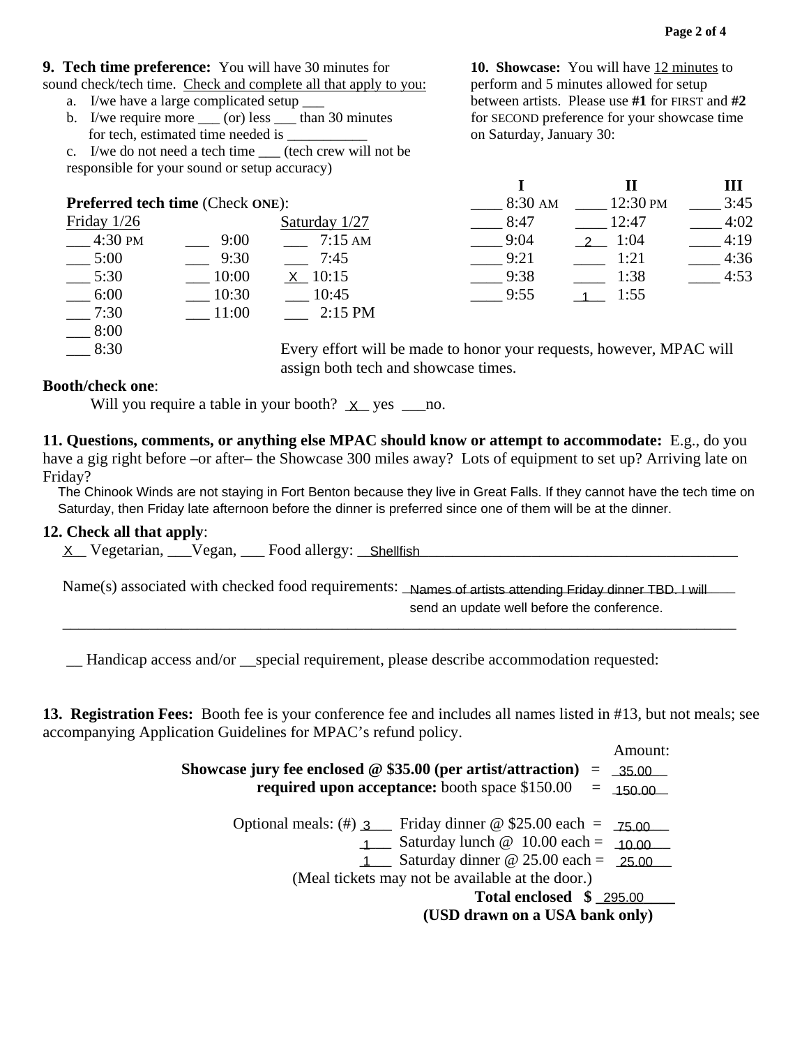**9. Tech time preference:** You will have 30 minutes for sound check/tech time. Check and complete all that apply to you:

a. I/we have a large complicated setup ___

b. I/we require more ___ (or) less ___ than 30 minutes for tech, estimated time needed is ___________

c. I/we do not need a tech time ___ (tech crew will not be responsible for your sound or setup accuracy)

**Preferred tech time** (Check ONE):

| Friday 1/26 | | Saturday 1/27 |
|---|---|---|
| ___ 4:30 PM | ___ 9:00 | ___ 7:15 AM |
| ___ 5:00 | ___ 9:30 | ___ 7:45 |
| ___ 5:30 | ___ 10:00 | _X_ 10:15 |
| ___ 6:00 | ___ 10:30 | ___ 10:45 |
| ___ 7:30 | ___ 11:00 | ___ 2:15 PM |
| ___ 8:00 | | |
| ___ 8:30 | | |

**10. Showcase:** You will have 12 minutes to perform and 5 minutes allowed for setup between artists. Please use **#1** for FIRST and **#2** for SECOND preference for your showcase time on Saturday, January 30:

| I | II | III |
|---|---|---|
| ____ 8:30 AM | ____ 12:30 PM | ____ 3:45 |
| ____ 8:47 | ____ 12:47 | ____ 4:02 |
| ____ 9:04 | _2_ 1:04 | ____ 4:19 |
| ____ 9:21 | ____ 1:21 | ____ 4:36 |
| ____ 9:38 | ____ 1:38 | ____ 4:53 |
| ____ 9:55 | _1_ 1:55 | |

Every effort will be made to honor your requests, however, MPAC will assign both tech and showcase times.

**Booth/check one**:

Will you require a table in your booth? _X_ yes ___no.

**11. Questions, comments, or anything else MPAC should know or attempt to accommodate:** E.g., do you have a gig right before –or after– the Showcase 300 miles away? Lots of equipment to set up? Arriving late on Friday?

The Chinook Winds are not staying in Fort Benton because they live in Great Falls. If they cannot have the tech time on Saturday, then Friday late afternoon before the dinner is preferred since one of them will be at the dinner.

**12. Check all that apply**:

_X_ Vegetarian, ___Vegan, ___ Food allergy: _Shellfish_

Name(s) associated with checked food requirements: _Names of artists attending Friday dinner TBD. I will send an update well before the conference._

__ Handicap access and/or __special requirement, please describe accommodation requested:

**13. Registration Fees:** Booth fee is your conference fee and includes all names listed in #13, but not meals; see accompanying Application Guidelines for MPAC's refund policy.

| | Amount: |
|---|---|
| **Showcase jury fee enclosed @ $35.00 (per artist/attraction)** = | 35.00 |
| **required upon acceptance:** booth space $150.00 = | 150.00 |
| Optional meals: (#) _3_ Friday dinner @ $25.00 each = | 75.00 |
| _1_ Saturday lunch @ 10.00 each = | 10.00 |
| _1_ Saturday dinner @ 25.00 each = | 25.00 |
| (Meal tickets may not be available at the door.) | |
| **Total enclosed $** | 295.00 |

**(USD drawn on a USA bank only)**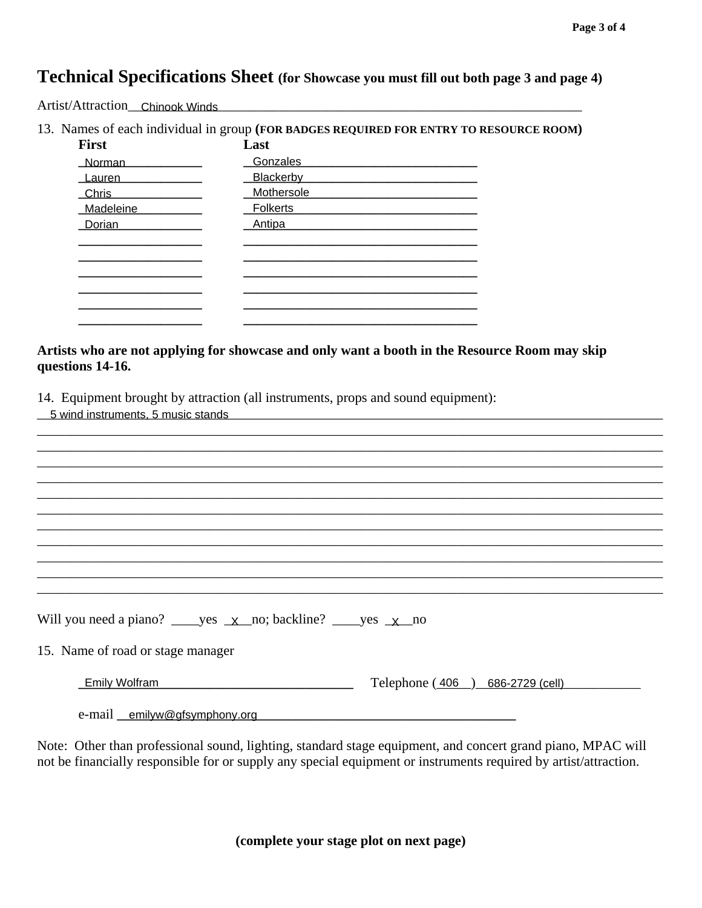# Technical Specifications Sheet (for Showcase you must fill out both page 3 and page 4)

Artist/Attraction Chinook Winds

13. Names of each individual in group (FOR BADGES REQUIRED FOR ENTRY TO RESOURCE ROOM)

| First | Last |
|---|---|
| Norman | Gonzales |
| Lauren | Blackerby |
| Chris | Mothersole |
| Madeleine | Folkerts |
| Dorian | Antipa |
| | |
| | |
| | |
| | |
| | |
| | |

**Artists who are not applying for showcase and only want a booth in the Resource Room may skip questions 14-16.**

14. Equipment brought by attraction (all instruments, props and sound equipment):

5 wind instruments, 5 music stands

Will you need a piano? ____yes __x__no; backline? ____yes __x__no

15. Name of road or stage manager

Emily Wolfram Telephone ( 406 ) 686-2729 (cell)

e-mail emilyw@gfsymphony.org

Note: Other than professional sound, lighting, standard stage equipment, and concert grand piano, MPAC will not be financially responsible for or supply any special equipment or instruments required by artist/attraction.

**(complete your stage plot on next page)**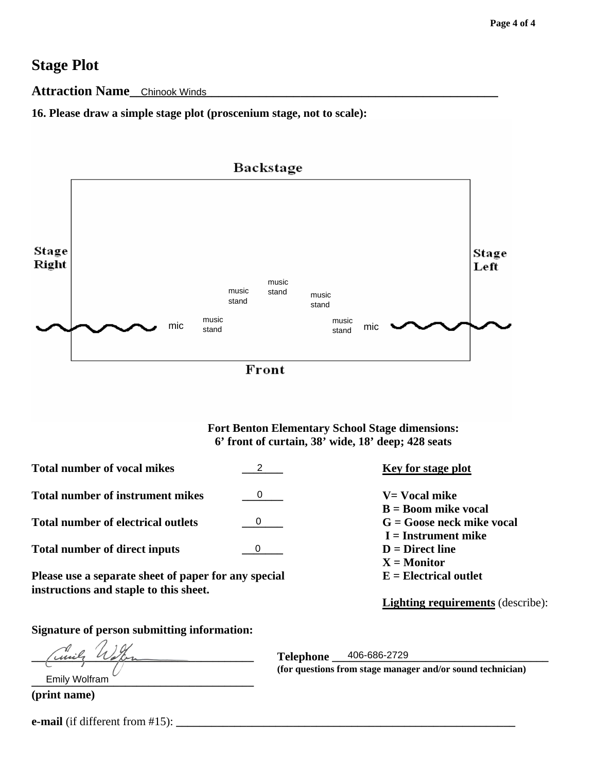## Stage Plot

**Attraction Name** Chinook Winds

**16. Please draw a simple stage plot (proscenium stage, not to scale):**

Backstage

Stage Right

Stage Left

music stand

music stand

music stand

mic

music stand

music stand

mic

Front

**Fort Benton Elementary School Stage dimensions:**
**6' front of curtain, 38' wide, 18' deep; 428 seats**

| | | | |
|---|---|---|---|
| **Total number of vocal mikes** | 2 | | **Key for stage plot** |
| **Total number of instrument mikes** | 0 | | **V= Vocal mike** <br> **B = Boom mike vocal** |
| **Total number of electrical outlets** | 0 | | **G = Goose neck mike vocal** <br> **I = Instrument mike** |
| **Total number of direct inputs** | 0 | | **D = Direct line** <br> **X = Monitor** |

**Please use a separate sheet of paper for any special instructions and staple to this sheet.**

**E = Electrical outlet**

**Lighting requirements** (describe):

**Signature of person submitting information:**

Emily Wolfram

**(print name)**

**Telephone** 406-686-2729
**(for questions from stage manager and/or sound technician)**

**e-mail** (if different from #15): ______________________